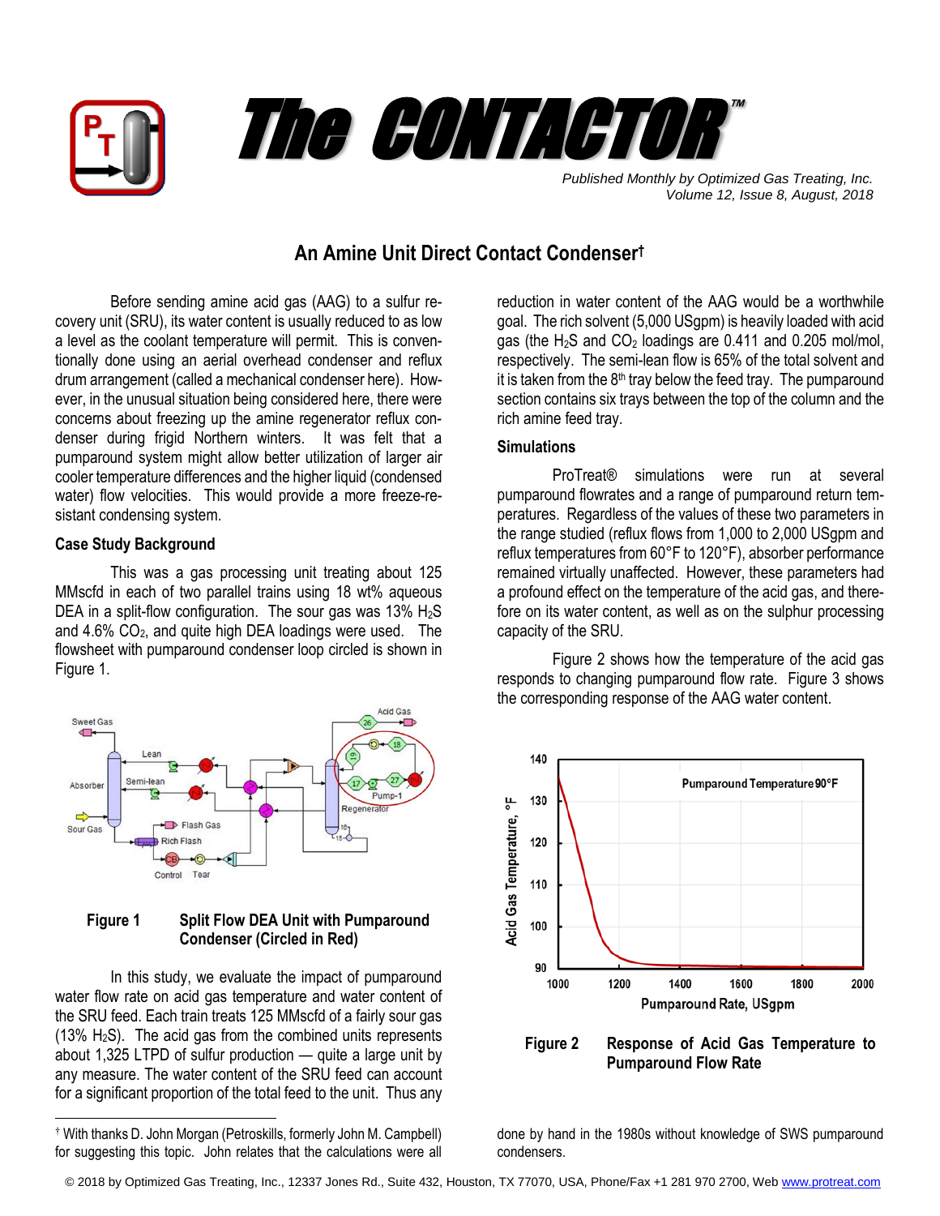# The CONTACTOR™

*Published Monthly by Optimized Gas Treating, Inc.*
*Volume 12, Issue 8, August, 2018*

## An Amine Unit Direct Contact Condenser†

Before sending amine acid gas (AAG) to a sulfur recovery unit (SRU), its water content is usually reduced to as low a level as the coolant temperature will permit. This is conventionally done using an aerial overhead condenser and reflux drum arrangement (called a mechanical condenser here). However, in the unusual situation being considered here, there were concerns about freezing up the amine regenerator reflux condenser during frigid Northern winters. It was felt that a pumparound system might allow better utilization of larger air cooler temperature differences and the higher liquid (condensed water) flow velocities. This would provide a more freeze-resistant condensing system.

### Case Study Background

This was a gas processing unit treating about 125 MMscfd in each of two parallel trains using 18 wt% aqueous DEA in a split-flow configuration. The sour gas was 13% $H_2S$ and 4.6% $CO_2$, and quite high DEA loadings were used. The flowsheet with pumparound condenser loop circled is shown in Figure 1.

Sweet Gas
Lean
Absorber
Semi-lean
Sour Gas
Flash Gas
Rich Flash
Control
Tear
Acid Gas
26
19
18
17
27
Pump-1
Regenerator
16
15

**Figure 1 Split Flow DEA Unit with Pumparound Condenser (Circled in Red)**

In this study, we evaluate the impact of pumparound water flow rate on acid gas temperature and water content of the SRU feed. Each train treats 125 MMscfd of a fairly sour gas (13% $H_2S$). The acid gas from the combined units represents about 1,325 LTPD of sulfur production — quite a large unit by any measure. The water content of the SRU feed can account for a significant proportion of the total feed to the unit. Thus any reduction in water content of the AAG would be a worthwhile goal. The rich solvent (5,000 USgpm) is heavily loaded with acid gas (the $H_2S$ and $CO_2$ loadings are 0.411 and 0.205 mol/mol, respectively. The semi-lean flow is 65% of the total solvent and it is taken from the 8th tray below the feed tray. The pumparound section contains six trays between the top of the column and the rich amine feed tray.

### Simulations

ProTreat® simulations were run at several pumparound flowrates and a range of pumparound return temperatures. Regardless of the values of these two parameters in the range studied (reflux flows from 1,000 to 2,000 USgpm and reflux temperatures from 60°F to 120°F), absorber performance remained virtually unaffected. However, these parameters had a profound effect on the temperature of the acid gas, and therefore on its water content, as well as on the sulphur processing capacity of the SRU.

Figure 2 shows how the temperature of the acid gas responds to changing pumparound flow rate. Figure 3 shows the corresponding response of the AAG water content.

Pumparound Temperature 90°F
Acid Gas Temperature, °F
140
130
120
110
100
90
1000
1200
1400
1600
1800
2000
Pumparound Rate, USgpm

**Figure 2 Response of Acid Gas Temperature to Pumparound Flow Rate**

† With thanks D. John Morgan (Petroskills, formerly John M. Campbell) for suggesting this topic. John relates that the calculations were all done by hand in the 1980s without knowledge of SWS pumparound condensers.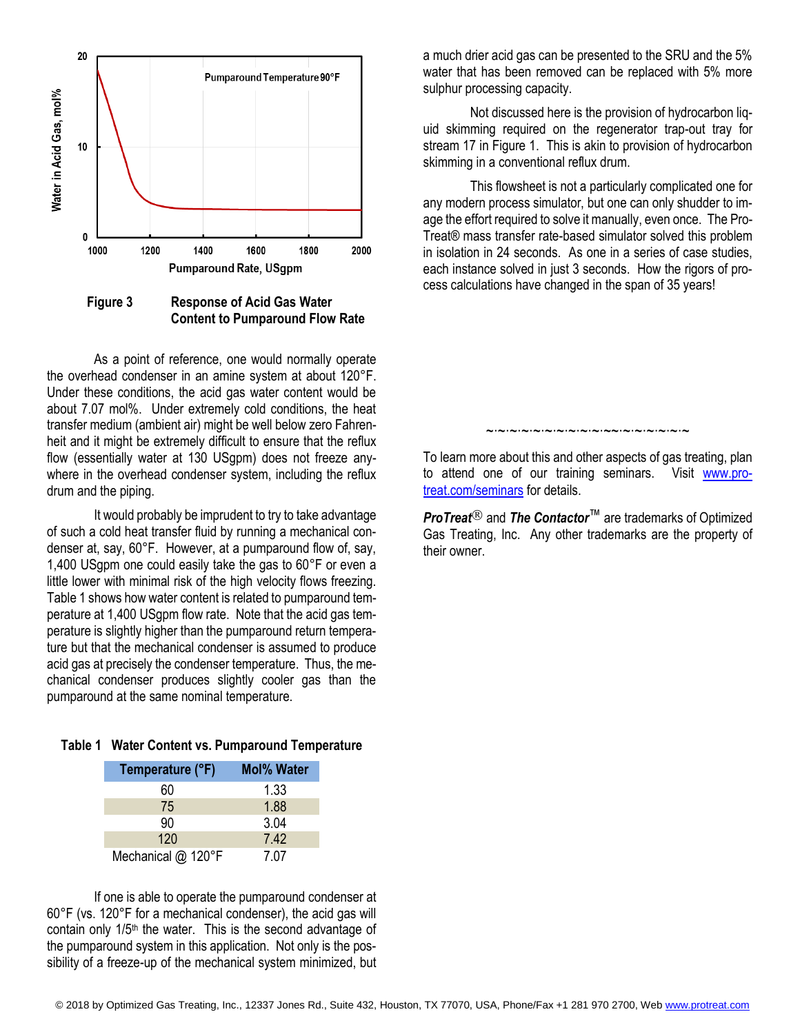20

Water in Acid Gas, mol%

Pumparound Temperature 90°F

10

0

1000 1200 1400 1600 1800 2000

Pumparound Rate, USgpm

**Figure 3 Response of Acid Gas Water Content to Pumparound Flow Rate**

As a point of reference, one would normally operate the overhead condenser in an amine system at about 120°F. Under these conditions, the acid gas water content would be about 7.07 mol%. Under extremely cold conditions, the heat transfer medium (ambient air) might be well below zero Fahrenheit and it might be extremely difficult to ensure that the reflux flow (essentially water at 130 USgpm) does not freeze anywhere in the overhead condenser system, including the reflux drum and the piping.

It would probably be imprudent to try to take advantage of such a cold heat transfer fluid by running a mechanical condenser at, say, 60°F. However, at a pumparound flow of, say, 1,400 USgpm one could easily take the gas to 60°F or even a little lower with minimal risk of the high velocity flows freezing. Table 1 shows how water content is related to pumparound temperature at 1,400 USgpm flow rate. Note that the acid gas temperature is slightly higher than the pumparound return temperature but that the mechanical condenser is assumed to produce acid gas at precisely the condenser temperature. Thus, the mechanical condenser produces slightly cooler gas than the pumparound at the same nominal temperature.

**Table 1 Water Content vs. Pumparound Temperature**

| Temperature (°F) | Mol% Water |
|---|---|
| 60 | 1.33 |
| 75 | 1.88 |
| 90 | 3.04 |
| 120 | 7.42 |
| Mechanical @ 120°F | 7.07 |

If one is able to operate the pumparound condenser at 60°F (vs. 120°F for a mechanical condenser), the acid gas will contain only 1/5th the water. This is the second advantage of the pumparound system in this application. Not only is the possibility of a freeze-up of the mechanical system minimized, but a much drier acid gas can be presented to the SRU and the 5% water that has been removed can be replaced with 5% more sulphur processing capacity.

Not discussed here is the provision of hydrocarbon liquid skimming required on the regenerator trap-out tray for stream 17 in Figure 1. This is akin to provision of hydrocarbon skimming in a conventional reflux drum.

This flowsheet is not a particularly complicated one for any modern process simulator, but one can only shudder to image the effort required to solve it manually, even once. The ProTreat® mass transfer rate-based simulator solved this problem in isolation in 24 seconds. As one in a series of case studies, each instance solved in just 3 seconds. How the rigors of process calculations have changed in the span of 35 years!

~·~·~·~·~·~·~·~·~·~·~·~·~·~·~·~·~·~·~·~·~·~·~

To learn more about this and other aspects of gas treating, plan to attend one of our training seminars. Visit www.protreat.com/seminars for details.

***ProTreat***® and ***The Contactor***™ are trademarks of Optimized Gas Treating, Inc. Any other trademarks are the property of their owner.

© 2018 by Optimized Gas Treating, Inc., 12337 Jones Rd., Suite 432, Houston, TX 77070, USA, Phone/Fax +1 281 970 2700, Web www.protreat.com